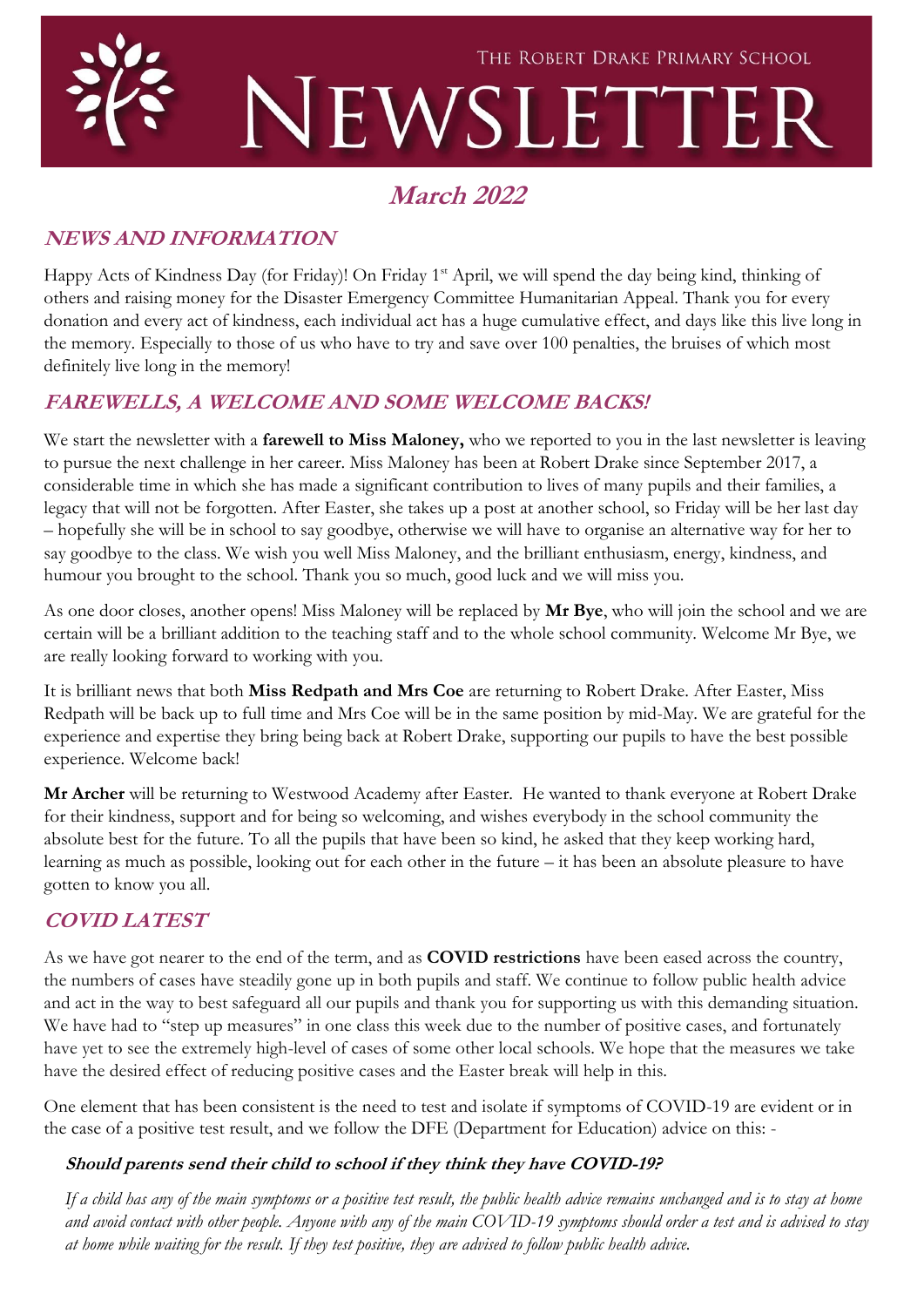The Robert Drake Primary School

# Newsletter

## March 2022

### NEWS AND INFORMATION

Happy Acts of Kindness Day (for Friday)! On Friday 1st April, we will spend the day being kind, thinking of others and raising money for the Disaster Emergency Committee Humanitarian Appeal. Thank you for every donation and every act of kindness, each individual act has a huge cumulative effect, and days like this live long in the memory. Especially to those of us who have to try and save over 100 penalties, the bruises of which most definitely live long in the memory!

### FAREWELLS, A WELCOME AND SOME WELCOME BACKS!

We start the newsletter with a **farewell to Miss Maloney,** who we reported to you in the last newsletter is leaving to pursue the next challenge in her career. Miss Maloney has been at Robert Drake since September 2017, a considerable time in which she has made a significant contribution to lives of many pupils and their families, a legacy that will not be forgotten. After Easter, she takes up a post at another school, so Friday will be her last day – hopefully she will be in school to say goodbye, otherwise we will have to organise an alternative way for her to say goodbye to the class. We wish you well Miss Maloney, and the brilliant enthusiasm, energy, kindness, and humour you brought to the school. Thank you so much, good luck and we will miss you.

As one door closes, another opens! Miss Maloney will be replaced by **Mr Bye**, who will join the school and we are certain will be a brilliant addition to the teaching staff and to the whole school community. Welcome Mr Bye, we are really looking forward to working with you.

It is brilliant news that both **Miss Redpath and Mrs Coe** are returning to Robert Drake. After Easter, Miss Redpath will be back up to full time and Mrs Coe will be in the same position by mid-May. We are grateful for the experience and expertise they bring being back at Robert Drake, supporting our pupils to have the best possible experience. Welcome back!

**Mr Archer** will be returning to Westwood Academy after Easter. He wanted to thank everyone at Robert Drake for their kindness, support and for being so welcoming, and wishes everybody in the school community the absolute best for the future. To all the pupils that have been so kind, he asked that they keep working hard, learning as much as possible, looking out for each other in the future – it has been an absolute pleasure to have gotten to know you all.

### COVID LATEST

As we have got nearer to the end of the term, and as **COVID restrictions** have been eased across the country, the numbers of cases have steadily gone up in both pupils and staff. We continue to follow public health advice and act in the way to best safeguard all our pupils and thank you for supporting us with this demanding situation. We have had to "step up measures" in one class this week due to the number of positive cases, and fortunately have yet to see the extremely high-level of cases of some other local schools. We hope that the measures we take have the desired effect of reducing positive cases and the Easter break will help in this.

One element that has been consistent is the need to test and isolate if symptoms of COVID-19 are evident or in the case of a positive test result, and we follow the DFE (Department for Education) advice on this: -

**Should parents send their child to school if they think they have COVID-19?**

*If a child has any of the main symptoms or a positive test result, the public health advice remains unchanged and is to stay at home and avoid contact with other people. Anyone with any of the main COVID-19 symptoms should order a test and is advised to stay at home while waiting for the result. If they test positive, they are advised to follow public health advice.*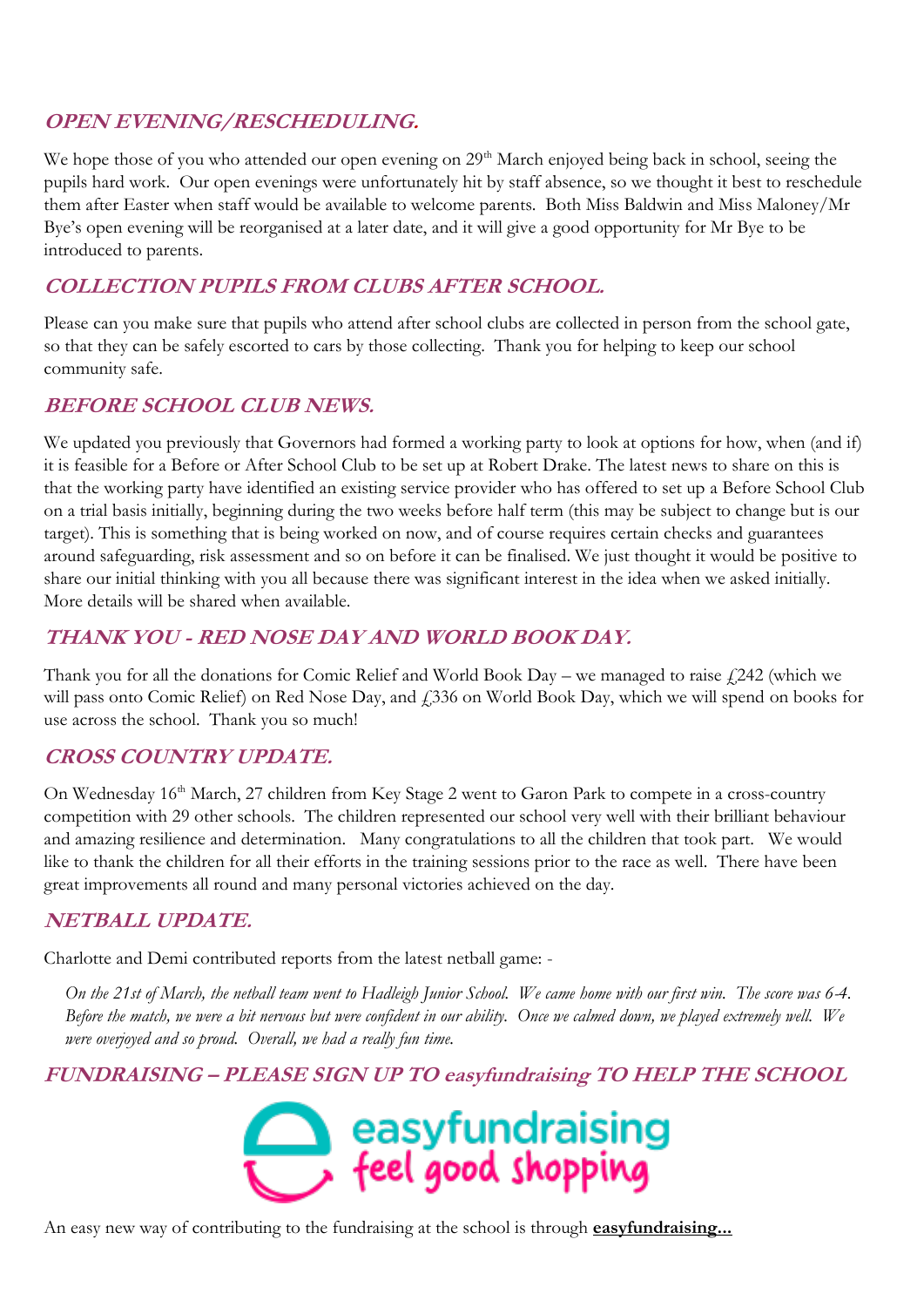## *OPEN EVENING/RESCHEDULING.*

We hope those of you who attended our open evening on 29th March enjoyed being back in school, seeing the pupils hard work. Our open evenings were unfortunately hit by staff absence, so we thought it best to reschedule them after Easter when staff would be available to welcome parents. Both Miss Baldwin and Miss Maloney/Mr Bye's open evening will be reorganised at a later date, and it will give a good opportunity for Mr Bye to be introduced to parents.

## *COLLECTION PUPILS FROM CLUBS AFTER SCHOOL.*

Please can you make sure that pupils who attend after school clubs are collected in person from the school gate, so that they can be safely escorted to cars by those collecting. Thank you for helping to keep our school community safe.

## *BEFORE SCHOOL CLUB NEWS.*

We updated you previously that Governors had formed a working party to look at options for how, when (and if) it is feasible for a Before or After School Club to be set up at Robert Drake. The latest news to share on this is that the working party have identified an existing service provider who has offered to set up a Before School Club on a trial basis initially, beginning during the two weeks before half term (this may be subject to change but is our target). This is something that is being worked on now, and of course requires certain checks and guarantees around safeguarding, risk assessment and so on before it can be finalised. We just thought it would be positive to share our initial thinking with you all because there was significant interest in the idea when we asked initially. More details will be shared when available.

## *THANK YOU - RED NOSE DAY AND WORLD BOOK DAY.*

Thank you for all the donations for Comic Relief and World Book Day – we managed to raise £242 (which we will pass onto Comic Relief) on Red Nose Day, and £336 on World Book Day, which we will spend on books for use across the school. Thank you so much!

## *CROSS COUNTRY UPDATE.*

On Wednesday 16th March, 27 children from Key Stage 2 went to Garon Park to compete in a cross-country competition with 29 other schools. The children represented our school very well with their brilliant behaviour and amazing resilience and determination. Many congratulations to all the children that took part. We would like to thank the children for all their efforts in the training sessions prior to the race as well. There have been great improvements all round and many personal victories achieved on the day.

## *NETBALL UPDATE.*

Charlotte and Demi contributed reports from the latest netball game: -

> *On the 21st of March, the netball team went to Hadleigh Junior School. We came home with our first win. The score was 6-4. Before the match, we were a bit nervous but were confident in our ability. Once we calmed down, we played extremely well. We were overjoyed and so proud. Overall, we had a really fun time.*

## *FUNDRAISING – PLEASE SIGN UP TO easyfundraising TO HELP THE SCHOOL*

easyfundraising
feel good shopping

An easy new way of contributing to the fundraising at the school is through **easyfundraising...**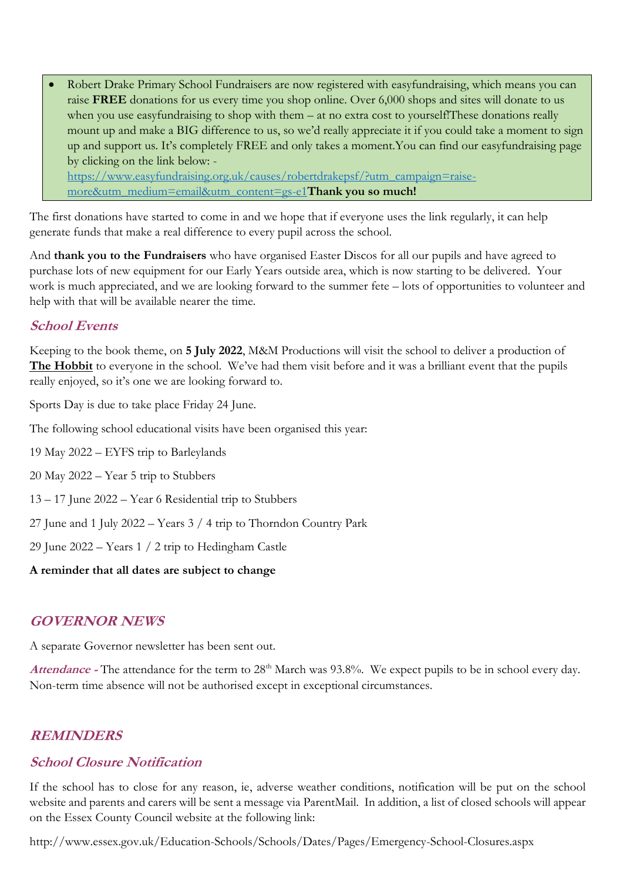- Robert Drake Primary School Fundraisers are now registered with easyfundraising, which means you can raise **FREE** donations for us every time you shop online. Over 6,000 shops and sites will donate to us when you use easyfundraising to shop with them – at no extra cost to yourself!These donations really mount up and make a BIG difference to us, so we'd really appreciate it if you could take a moment to sign up and support us. It's completely FREE and only takes a moment.You can find our easyfundraising page by clicking on the link below: - https://www.easyfundraising.org.uk/causes/robertdrakepsf/?utm_campaign=raise-more&utm_medium=email&utm_content=gs-e1**Thank you so much!**

The first donations have started to come in and we hope that if everyone uses the link regularly, it can help generate funds that make a real difference to every pupil across the school.

And **thank you to the Fundraisers** who have organised Easter Discos for all our pupils and have agreed to purchase lots of new equipment for our Early Years outside area, which is now starting to be delivered. Your work is much appreciated, and we are looking forward to the summer fete – lots of opportunities to volunteer and help with that will be available nearer the time.

### School Events

Keeping to the book theme, on **5 July 2022**, M&M Productions will visit the school to deliver a production of **The Hobbit** to everyone in the school. We've had them visit before and it was a brilliant event that the pupils really enjoyed, so it's one we are looking forward to.

Sports Day is due to take place Friday 24 June.

The following school educational visits have been organised this year:

19 May 2022 – EYFS trip to Barleylands

20 May 2022 – Year 5 trip to Stubbers

13 – 17 June 2022 – Year 6 Residential trip to Stubbers

27 June and 1 July 2022 – Years 3 / 4 trip to Thorndon Country Park

29 June 2022 – Years 1 / 2 trip to Hedingham Castle

**A reminder that all dates are subject to change**

## GOVERNOR NEWS

A separate Governor newsletter has been sent out.

***Attendance -*** The attendance for the term to 28th March was 93.8%. We expect pupils to be in school every day. Non-term time absence will not be authorised except in exceptional circumstances.

## REMINDERS

### School Closure Notification

If the school has to close for any reason, ie, adverse weather conditions, notification will be put on the school website and parents and carers will be sent a message via ParentMail. In addition, a list of closed schools will appear on the Essex County Council website at the following link:

http://www.essex.gov.uk/Education-Schools/Schools/Dates/Pages/Emergency-School-Closures.aspx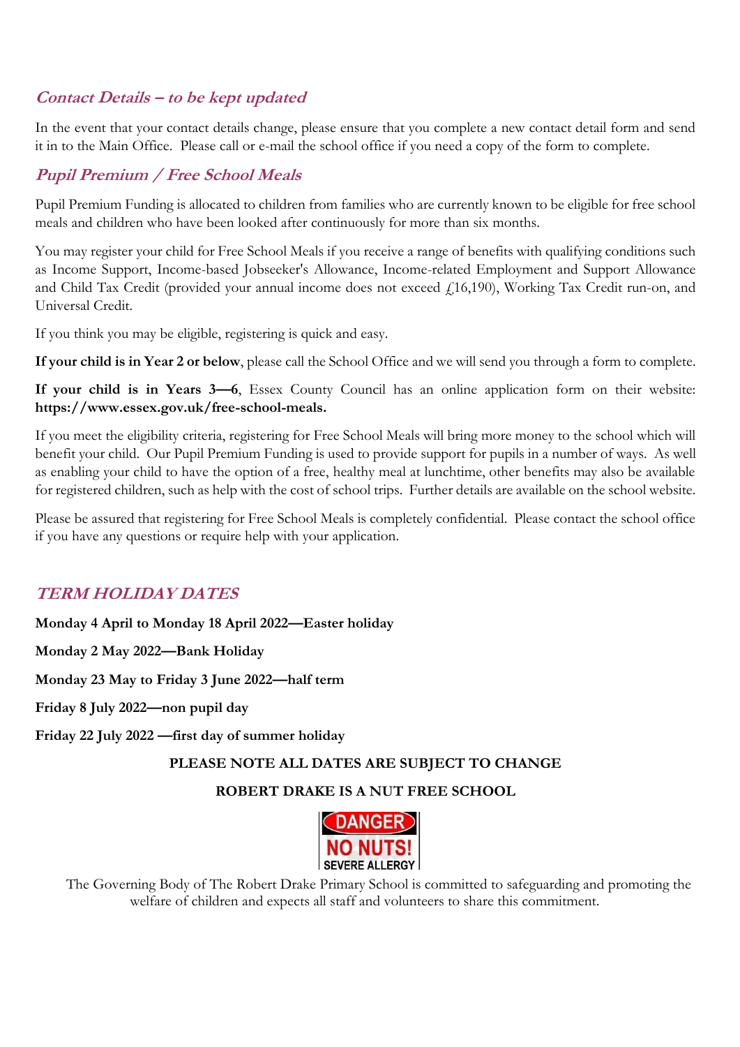## *Contact Details – to be kept updated*

In the event that your contact details change, please ensure that you complete a new contact detail form and send it in to the Main Office. Please call or e-mail the school office if you need a copy of the form to complete.

## *Pupil Premium / Free School Meals*

Pupil Premium Funding is allocated to children from families who are currently known to be eligible for free school meals and children who have been looked after continuously for more than six months.

You may register your child for Free School Meals if you receive a range of benefits with qualifying conditions such as Income Support, Income-based Jobseeker's Allowance, Income-related Employment and Support Allowance and Child Tax Credit (provided your annual income does not exceed £16,190), Working Tax Credit run-on, and Universal Credit.

If you think you may be eligible, registering is quick and easy.

**If your child is in Year 2 or below**, please call the School Office and we will send you through a form to complete.

**If your child is in Years 3—6**, Essex County Council has an online application form on their website: **https://www.essex.gov.uk/free-school-meals.**

If you meet the eligibility criteria, registering for Free School Meals will bring more money to the school which will benefit your child. Our Pupil Premium Funding is used to provide support for pupils in a number of ways. As well as enabling your child to have the option of a free, healthy meal at lunchtime, other benefits may also be available for registered children, such as help with the cost of school trips. Further details are available on the school website.

Please be assured that registering for Free School Meals is completely confidential. Please contact the school office if you have any questions or require help with your application.

## *TERM HOLIDAY DATES*

**Monday 4 April to Monday 18 April 2022—Easter holiday**

**Monday 2 May 2022—Bank Holiday**

**Monday 23 May to Friday 3 June 2022—half term**

**Friday 8 July 2022—non pupil day**

**Friday 22 July 2022 —first day of summer holiday**

**PLEASE NOTE ALL DATES ARE SUBJECT TO CHANGE**

**ROBERT DRAKE IS A NUT FREE SCHOOL**

DANGER
NO NUTS!
SEVERE ALLERGY

The Governing Body of The Robert Drake Primary School is committed to safeguarding and promoting the welfare of children and expects all staff and volunteers to share this commitment.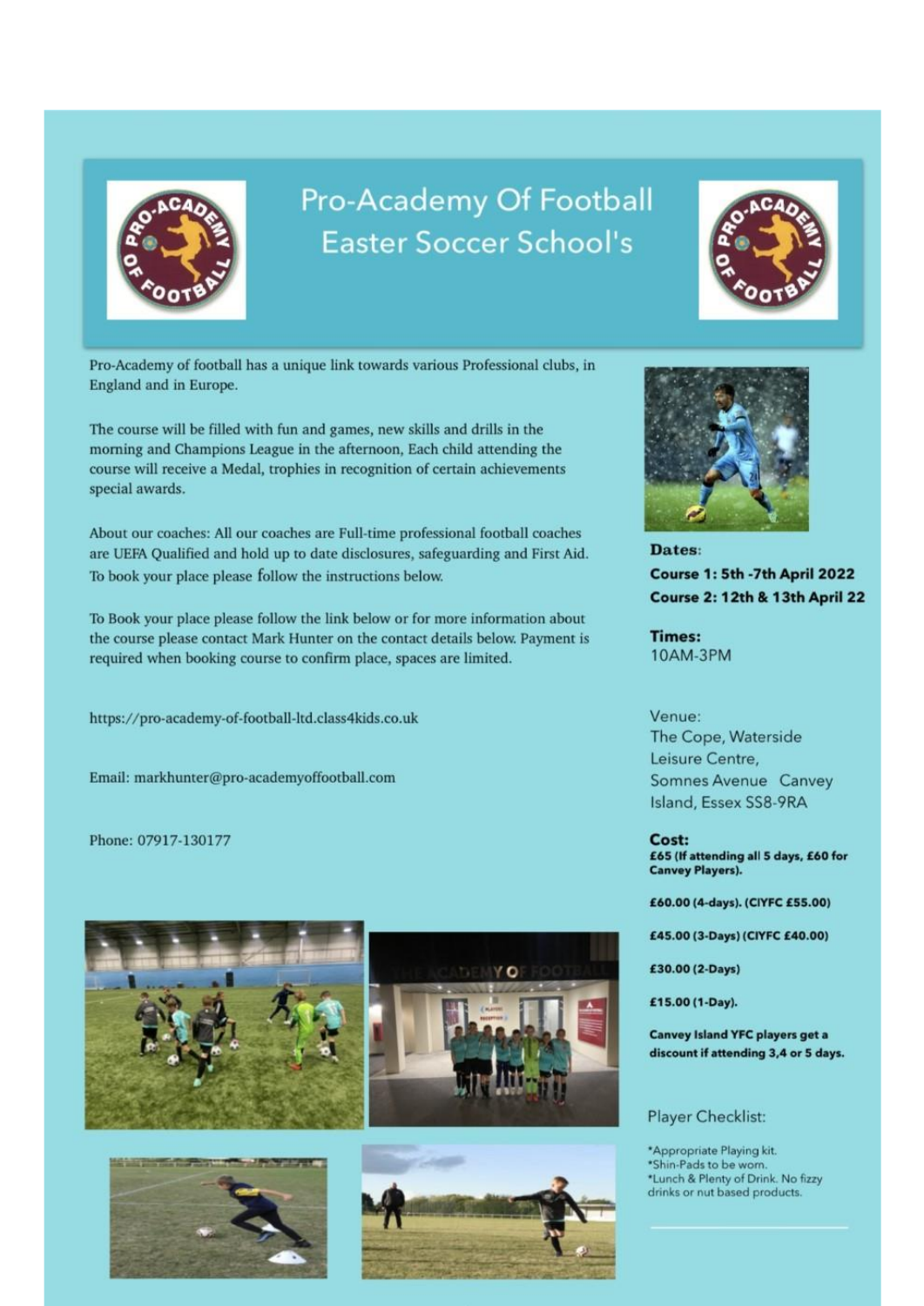# Pro-Academy Of Football Easter Soccer School's

Pro-Academy of football has a unique link towards various Professional clubs, in England and in Europe.

The course will be filled with fun and games, new skills and drills in the morning and Champions League in the afternoon, Each child attending the course will receive a Medal, trophies in recognition of certain achievements special awards.

About our coaches: All our coaches are Full-time professional football coaches are UEFA Qualified and hold up to date disclosures, safeguarding and First Aid. To book your place please follow the instructions below.

To Book your place please follow the link below or for more information about the course please contact Mark Hunter on the contact details below. Payment is required when booking course to confirm place, spaces are limited.

https://pro-academy-of-football-ltd.class4kids.co.uk

Email: markhunter@pro-academyoffootball.com

Phone: 07917-130177

**Dates:**

**Course 1: 5th -7th April 2022**

**Course 2: 12th & 13th April 22**

**Times:**
10AM-3PM

Venue:
The Cope, Waterside Leisure Centre,
Somnes Avenue Canvey Island, Essex SS8-9RA

**Cost:**
**£65 (If attending all 5 days, £60 for Canvey Players).**

**£60.00 (4-days). (CIYFC £55.00)**

**£45.00 (3-Days) (CIYFC £40.00)**

**£30.00 (2-Days)**

**£15.00 (1-Day).**

**Canvey Island YFC players get a discount if attending 3,4 or 5 days.**

Player Checklist:

*Appropriate Playing kit.
*Shin-Pads to be worn.
*Lunch & Plenty of Drink. No fizzy drinks or nut based products.